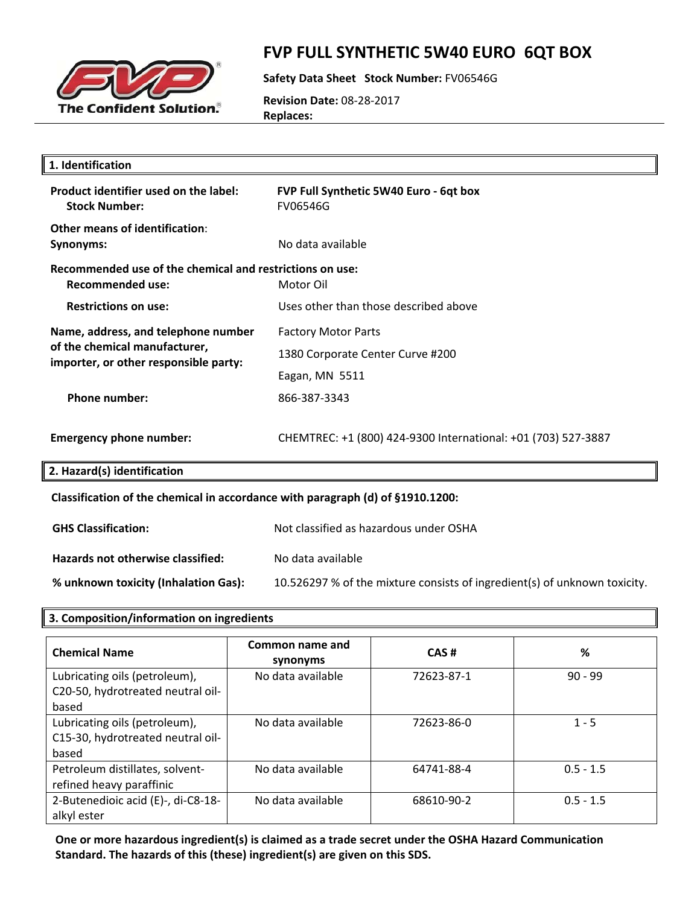# FVP FULL SYNTHETIC 5W40 EURO 6QT BOX

**Safety Data Sheet** **Stock Number:** FV06546G

**Revision Date:** 08-28-2017
**Replaces:**

## 1. Identification

**Product identifier used on the label:** **FVP Full Synthetic 5W40 Euro - 6qt box**
**Stock Number:** FV06546G

**Other means of identification:**
**Synonyms:** No data available

**Recommended use of the chemical and restrictions on use:**
**Recommended use:** Motor Oil

**Restrictions on use:** Uses other than those described above

**Name, address, and telephone number of the chemical manufacturer, importer, or other responsible party:**
Factory Motor Parts
1380 Corporate Center Curve #200
Eagan, MN 5511

**Phone number:** 866-387-3343

**Emergency phone number:** CHEMTREC: +1 (800) 424-9300 International: +01 (703) 527-3887

## 2. Hazard(s) identification

**Classification of the chemical in accordance with paragraph (d) of §1910.1200:**

**GHS Classification:** Not classified as hazardous under OSHA

**Hazards not otherwise classified:** No data available

**% unknown toxicity (Inhalation Gas):** 10.526297 % of the mixture consists of ingredient(s) of unknown toxicity.

## 3. Composition/information on ingredients

| Chemical Name | Common name and synonyms | CAS # | % |
|---|---|---|---|
| Lubricating oils (petroleum), C20-50, hydrotreated neutral oil-based | No data available | 72623-87-1 | 90 - 99 |
| Lubricating oils (petroleum), C15-30, hydrotreated neutral oil-based | No data available | 72623-86-0 | 1 - 5 |
| Petroleum distillates, solvent-refined heavy paraffinic | No data available | 64741-88-4 | 0.5 - 1.5 |
| 2-Butenedioic acid (E)-, di-C8-18-alkyl ester | No data available | 68610-90-2 | 0.5 - 1.5 |

**One or more hazardous ingredient(s) is claimed as a trade secret under the OSHA Hazard Communication Standard. The hazards of this (these) ingredient(s) are given on this SDS.**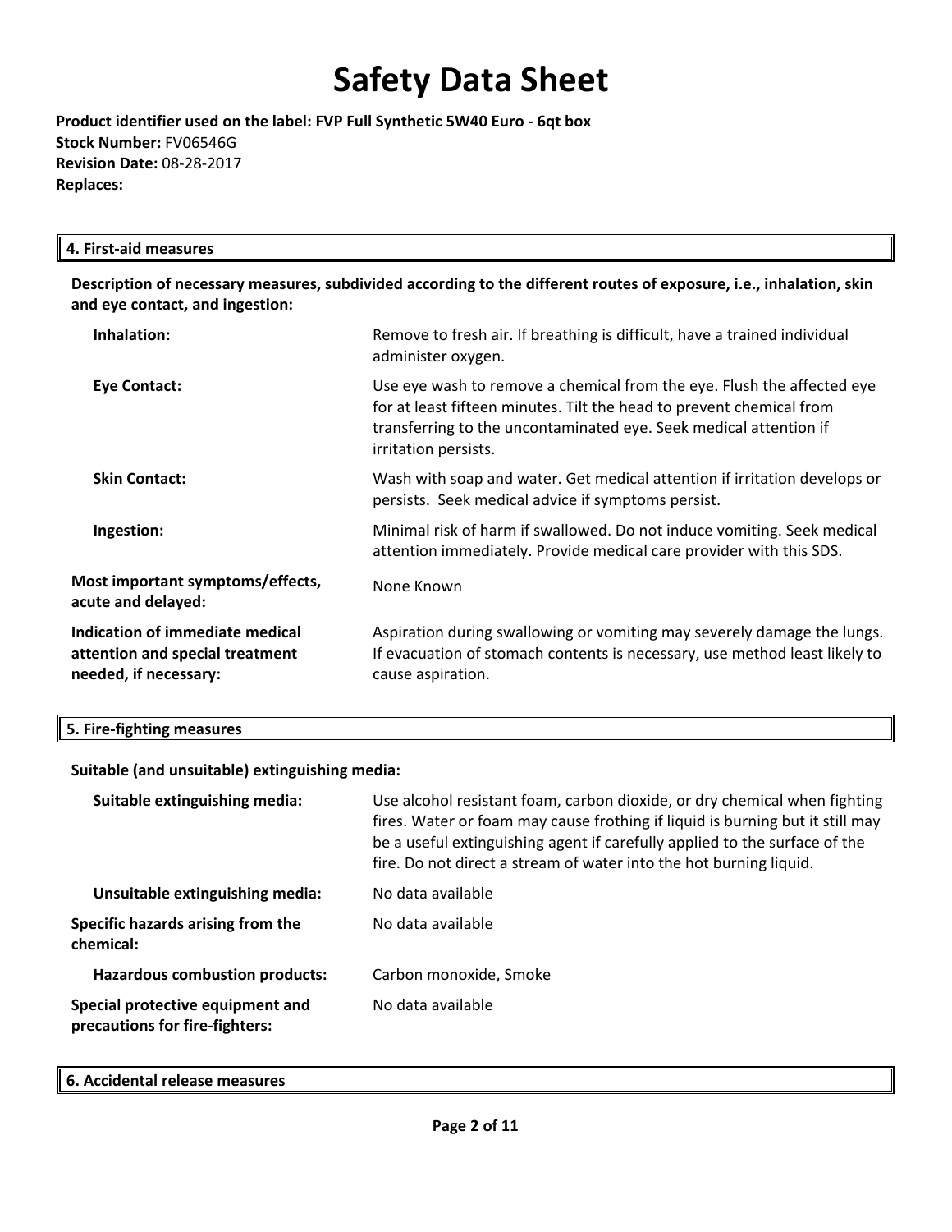# Safety Data Sheet

**Product identifier used on the label: FVP Full Synthetic 5W40 Euro - 6qt box**
**Stock Number:** FV06546G
**Revision Date:** 08-28-2017
**Replaces:**

## 4. First-aid measures

**Description of necessary measures, subdivided according to the different routes of exposure, i.e., inhalation, skin and eye contact, and ingestion:**

**Inhalation:** Remove to fresh air. If breathing is difficult, have a trained individual administer oxygen.

**Eye Contact:** Use eye wash to remove a chemical from the eye. Flush the affected eye for at least fifteen minutes. Tilt the head to prevent chemical from transferring to the uncontaminated eye. Seek medical attention if irritation persists.

**Skin Contact:** Wash with soap and water. Get medical attention if irritation develops or persists. Seek medical advice if symptoms persist.

**Ingestion:** Minimal risk of harm if swallowed. Do not induce vomiting. Seek medical attention immediately. Provide medical care provider with this SDS.

**Most important symptoms/effects, acute and delayed:** None Known

**Indication of immediate medical attention and special treatment needed, if necessary:** Aspiration during swallowing or vomiting may severely damage the lungs. If evacuation of stomach contents is necessary, use method least likely to cause aspiration.

## 5. Fire-fighting measures

**Suitable (and unsuitable) extinguishing media:**

**Suitable extinguishing media:** Use alcohol resistant foam, carbon dioxide, or dry chemical when fighting fires. Water or foam may cause frothing if liquid is burning but it still may be a useful extinguishing agent if carefully applied to the surface of the fire. Do not direct a stream of water into the hot burning liquid.

**Unsuitable extinguishing media:** No data available

**Specific hazards arising from the chemical:** No data available

**Hazardous combustion products:** Carbon monoxide, Smoke

**Special protective equipment and precautions for fire-fighters:** No data available

## 6. Accidental release measures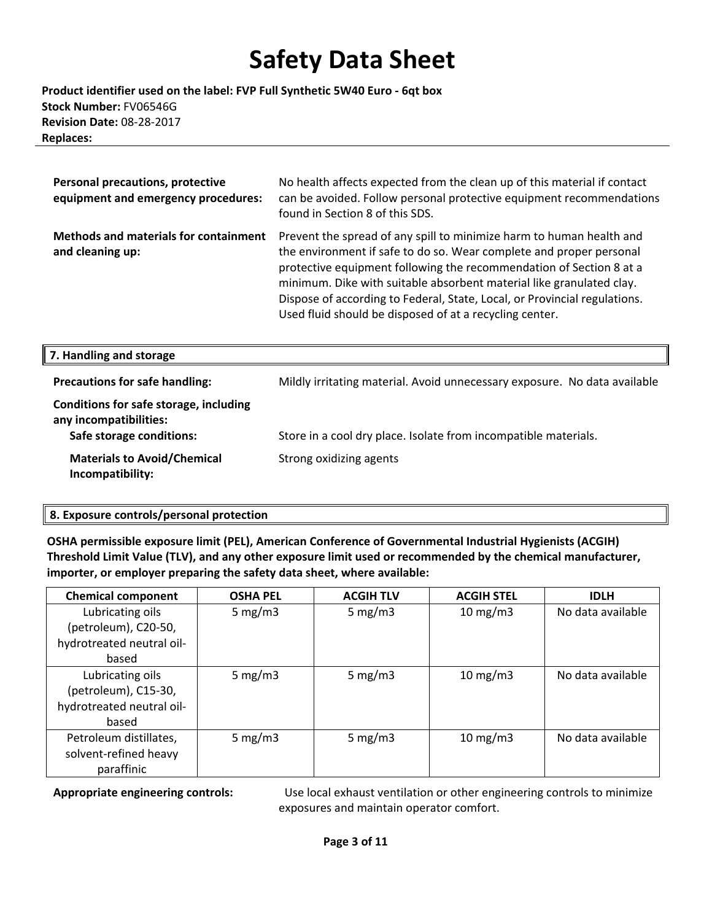**Personal precautions, protective equipment and emergency procedures:** No health affects expected from the clean up of this material if contact can be avoided. Follow personal protective equipment recommendations found in Section 8 of this SDS.

**Methods and materials for containment and cleaning up:** Prevent the spread of any spill to minimize harm to human health and the environment if safe to do so. Wear complete and proper personal protective equipment following the recommendation of Section 8 at a minimum. Dike with suitable absorbent material like granulated clay. Dispose of according to Federal, State, Local, or Provincial regulations. Used fluid should be disposed of at a recycling center.

## 7. Handling and storage

**Precautions for safe handling:** Mildly irritating material. Avoid unnecessary exposure. No data available

**Conditions for safe storage, including any incompatibilities:**

**Safe storage conditions:** Store in a cool dry place. Isolate from incompatible materials.

**Materials to Avoid/Chemical Incompatibility:** Strong oxidizing agents

## 8. Exposure controls/personal protection

**OSHA permissible exposure limit (PEL), American Conference of Governmental Industrial Hygienists (ACGIH) Threshold Limit Value (TLV), and any other exposure limit used or recommended by the chemical manufacturer, importer, or employer preparing the safety data sheet, where available:**

| Chemical component | OSHA PEL | ACGIH TLV | ACGIH STEL | IDLH |
|---|---|---|---|---|
| Lubricating oils (petroleum), C20-50, hydrotreated neutral oil-based | 5 mg/m3 | 5 mg/m3 | 10 mg/m3 | No data available |
| Lubricating oils (petroleum), C15-30, hydrotreated neutral oil-based | 5 mg/m3 | 5 mg/m3 | 10 mg/m3 | No data available |
| Petroleum distillates, solvent-refined heavy paraffinic | 5 mg/m3 | 5 mg/m3 | 10 mg/m3 | No data available |

**Appropriate engineering controls:** Use local exhaust ventilation or other engineering controls to minimize exposures and maintain operator comfort.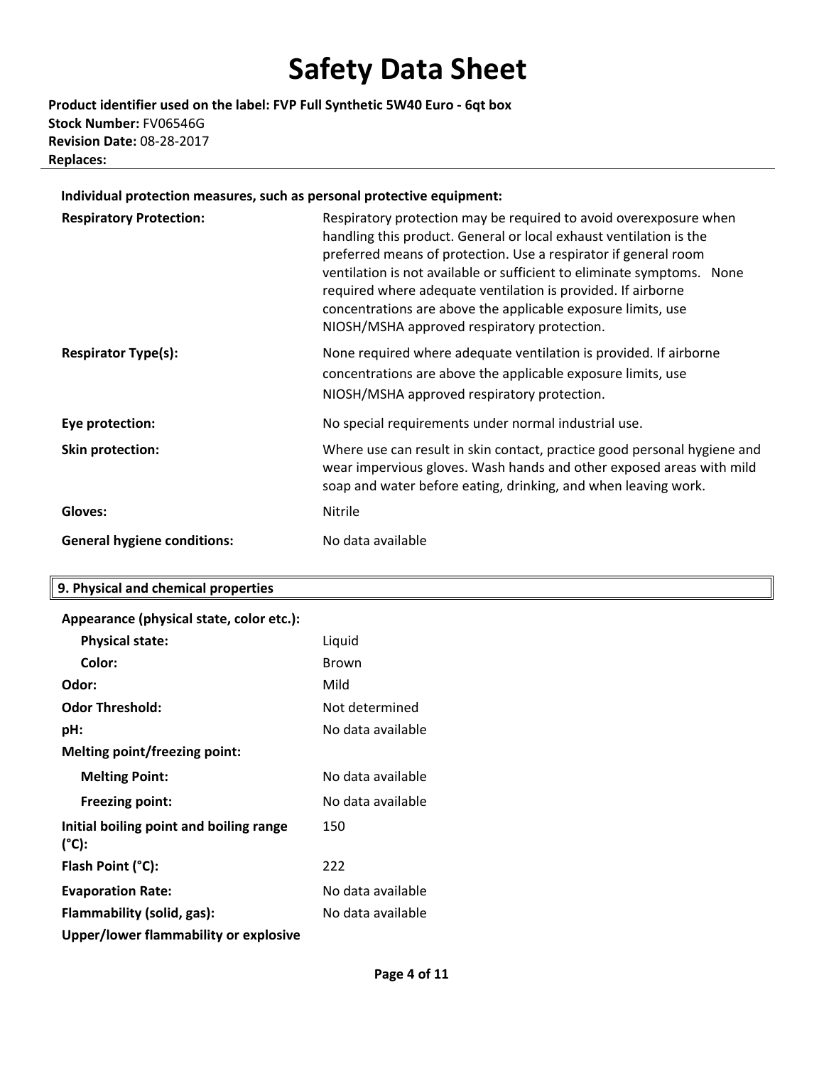**Individual protection measures, such as personal protective equipment:**

| | |
|---|---|
| **Respiratory Protection:** | Respiratory protection may be required to avoid overexposure when handling this product. General or local exhaust ventilation is the preferred means of protection. Use a respirator if general room ventilation is not available or sufficient to eliminate symptoms. None required where adequate ventilation is provided. If airborne concentrations are above the applicable exposure limits, use NIOSH/MSHA approved respiratory protection. |
| **Respirator Type(s):** | None required where adequate ventilation is provided. If airborne concentrations are above the applicable exposure limits, use NIOSH/MSHA approved respiratory protection. |
| **Eye protection:** | No special requirements under normal industrial use. |
| **Skin protection:** | Where use can result in skin contact, practice good personal hygiene and wear impervious gloves. Wash hands and other exposed areas with mild soap and water before eating, drinking, and when leaving work. |
| **Gloves:** | Nitrile |
| **General hygiene conditions:** | No data available |

## 9. Physical and chemical properties

| | |
|---|---|
| **Appearance (physical state, color etc.):** | |
| **Physical state:** | Liquid |
| **Color:** | Brown |
| **Odor:** | Mild |
| **Odor Threshold:** | Not determined |
| **pH:** | No data available |
| **Melting point/freezing point:** | |
| **Melting Point:** | No data available |
| **Freezing point:** | No data available |
| **Initial boiling point and boiling range (°C):** | 150 |
| **Flash Point (°C):** | 222 |
| **Evaporation Rate:** | No data available |
| **Flammability (solid, gas):** | No data available |
| **Upper/lower flammability or explosive** | |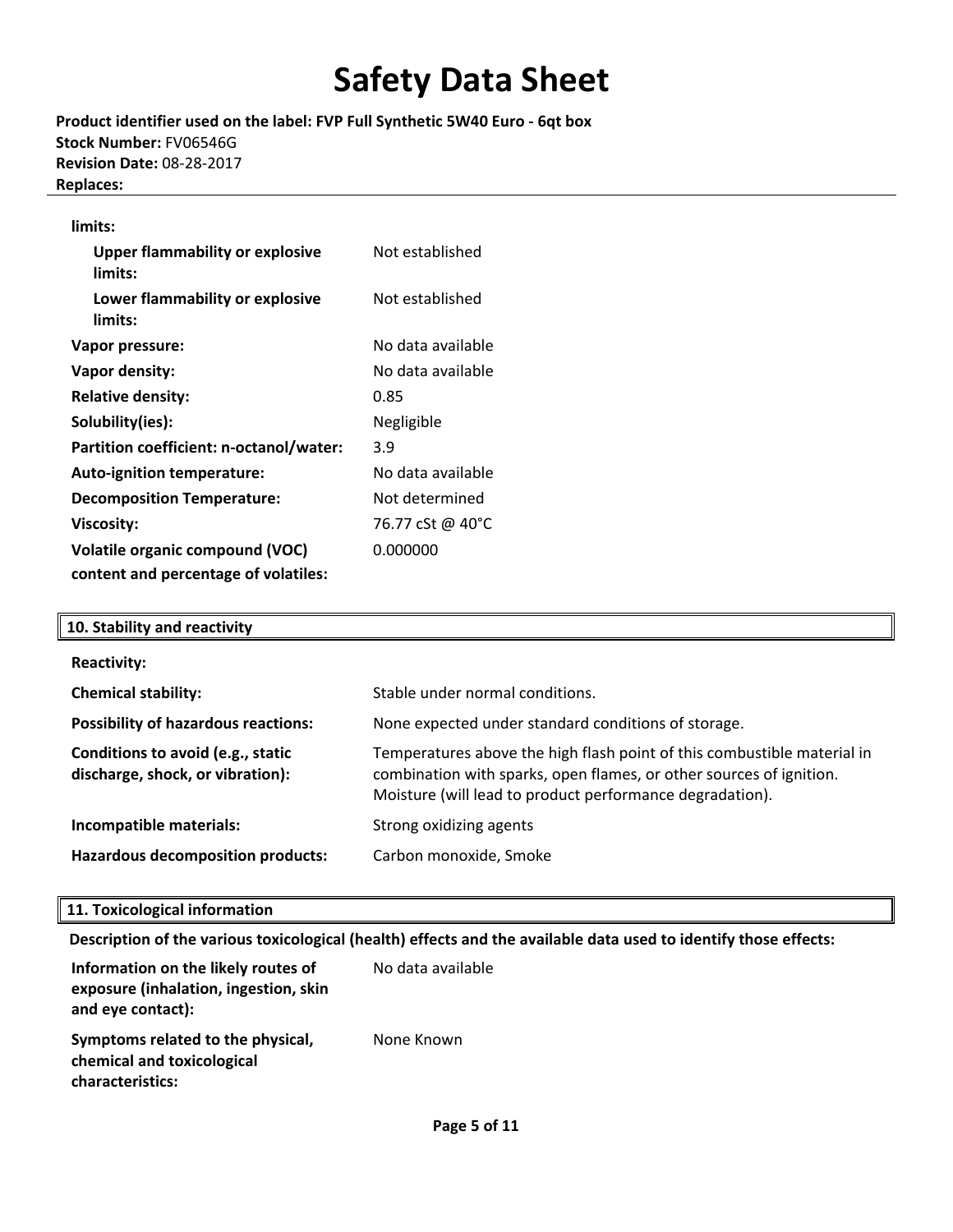**limits:**

| | |
|---|---|
| **Upper flammability or explosive limits:** | Not established |
| **Lower flammability or explosive limits:** | Not established |
| **Vapor pressure:** | No data available |
| **Vapor density:** | No data available |
| **Relative density:** | 0.85 |
| **Solubility(ies):** | Negligible |
| **Partition coefficient: n-octanol/water:** | 3.9 |
| **Auto-ignition temperature:** | No data available |
| **Decomposition Temperature:** | Not determined |
| **Viscosity:** | 76.77 cSt @ 40°C |
| **Volatile organic compound (VOC) content and percentage of volatiles:** | 0.000000 |

## 10. Stability and reactivity

| | |
|---|---|
| **Reactivity:** | |
| **Chemical stability:** | Stable under normal conditions. |
| **Possibility of hazardous reactions:** | None expected under standard conditions of storage. |
| **Conditions to avoid (e.g., static discharge, shock, or vibration):** | Temperatures above the high flash point of this combustible material in combination with sparks, open flames, or other sources of ignition. Moisture (will lead to product performance degradation). |
| **Incompatible materials:** | Strong oxidizing agents |
| **Hazardous decomposition products:** | Carbon monoxide, Smoke |

## 11. Toxicological information

**Description of the various toxicological (health) effects and the available data used to identify those effects:**

| | |
|---|---|
| **Information on the likely routes of exposure (inhalation, ingestion, skin and eye contact):** | No data available |
| **Symptoms related to the physical, chemical and toxicological characteristics:** | None Known |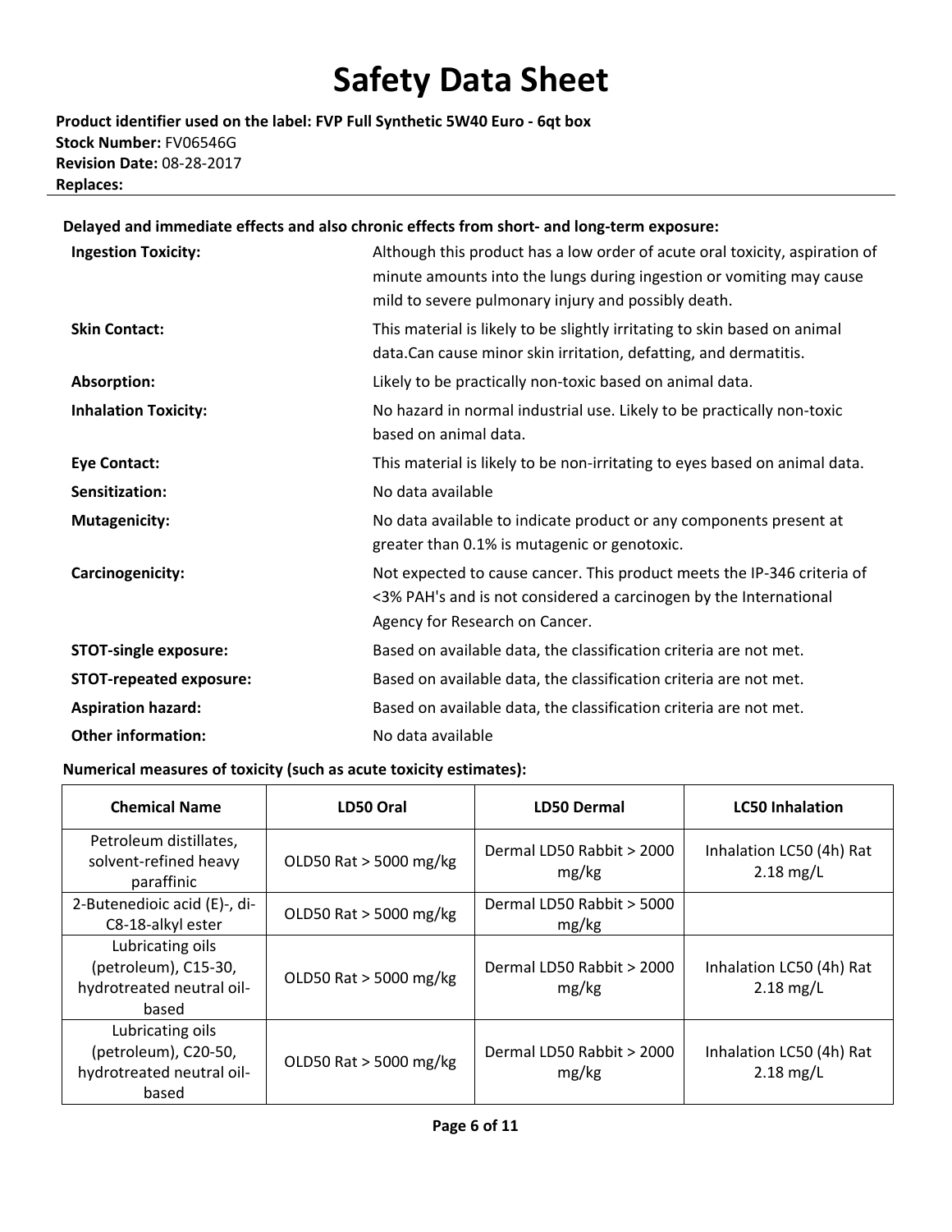# Safety Data Sheet

**Product identifier used on the label: FVP Full Synthetic 5W40 Euro - 6qt box**
**Stock Number:** FV06546G
**Revision Date:** 08-28-2017
**Replaces:**

---

**Delayed and immediate effects and also chronic effects from short- and long-term exposure:**

**Ingestion Toxicity:** Although this product has a low order of acute oral toxicity, aspiration of minute amounts into the lungs during ingestion or vomiting may cause mild to severe pulmonary injury and possibly death.

**Skin Contact:** This material is likely to be slightly irritating to skin based on animal data.Can cause minor skin irritation, defatting, and dermatitis.

**Absorption:** Likely to be practically non-toxic based on animal data.

**Inhalation Toxicity:** No hazard in normal industrial use. Likely to be practically non-toxic based on animal data.

**Eye Contact:** This material is likely to be non-irritating to eyes based on animal data.

**Sensitization:** No data available

**Mutagenicity:** No data available to indicate product or any components present at greater than 0.1% is mutagenic or genotoxic.

**Carcinogenicity:** Not expected to cause cancer. This product meets the IP-346 criteria of <3% PAH's and is not considered a carcinogen by the International Agency for Research on Cancer.

**STOT-single exposure:** Based on available data, the classification criteria are not met.

**STOT-repeated exposure:** Based on available data, the classification criteria are not met.

**Aspiration hazard:** Based on available data, the classification criteria are not met.

**Other information:** No data available

**Numerical measures of toxicity (such as acute toxicity estimates):**

| Chemical Name | LD50 Oral | LD50 Dermal | LC50 Inhalation |
|---|---|---|---|
| Petroleum distillates, solvent-refined heavy paraffinic | OLD50 Rat > 5000 mg/kg | Dermal LD50 Rabbit > 2000 mg/kg | Inhalation LC50 (4h) Rat 2.18 mg/L |
| 2-Butenedioic acid (E)-, di-C8-18-alkyl ester | OLD50 Rat > 5000 mg/kg | Dermal LD50 Rabbit > 5000 mg/kg | |
| Lubricating oils (petroleum), C15-30, hydrotreated neutral oil-based | OLD50 Rat > 5000 mg/kg | Dermal LD50 Rabbit > 2000 mg/kg | Inhalation LC50 (4h) Rat 2.18 mg/L |
| Lubricating oils (petroleum), C20-50, hydrotreated neutral oil-based | OLD50 Rat > 5000 mg/kg | Dermal LD50 Rabbit > 2000 mg/kg | Inhalation LC50 (4h) Rat 2.18 mg/L |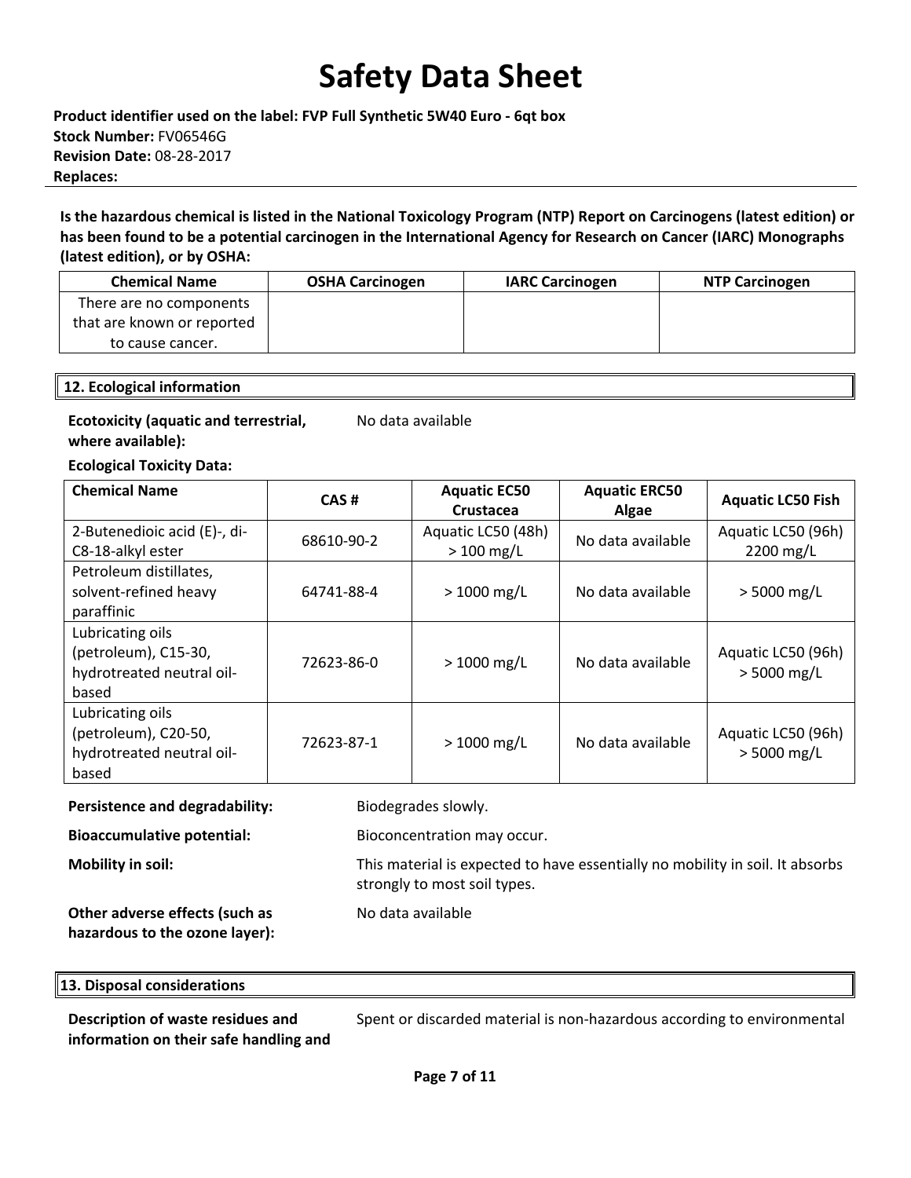**Product identifier used on the label: FVP Full Synthetic 5W40 Euro - 6qt box**
**Stock Number:** FV06546G
**Revision Date:** 08-28-2017
**Replaces:**

**Is the hazardous chemical is listed in the National Toxicology Program (NTP) Report on Carcinogens (latest edition) or has been found to be a potential carcinogen in the International Agency for Research on Cancer (IARC) Monographs (latest edition), or by OSHA:**

| Chemical Name | OSHA Carcinogen | IARC Carcinogen | NTP Carcinogen |
|---|---|---|---|
| There are no components that are known or reported to cause cancer. | | | |

## 12. Ecological information

**Ecotoxicity (aquatic and terrestrial, where available):** No data available

**Ecological Toxicity Data:**

| Chemical Name | CAS # | Aquatic EC50 Crustacea | Aquatic ERC50 Algae | Aquatic LC50 Fish |
|---|---|---|---|---|
| 2-Butenedioic acid (E)-, di-C8-18-alkyl ester | 68610-90-2 | Aquatic LC50 (48h) > 100 mg/L | No data available | Aquatic LC50 (96h) 2200 mg/L |
| Petroleum distillates, solvent-refined heavy paraffinic | 64741-88-4 | > 1000 mg/L | No data available | > 5000 mg/L |
| Lubricating oils (petroleum), C15-30, hydrotreated neutral oil-based | 72623-86-0 | > 1000 mg/L | No data available | Aquatic LC50 (96h) > 5000 mg/L |
| Lubricating oils (petroleum), C20-50, hydrotreated neutral oil-based | 72623-87-1 | > 1000 mg/L | No data available | Aquatic LC50 (96h) > 5000 mg/L |

**Persistence and degradability:** Biodegrades slowly.

**Bioaccumulative potential:** Bioconcentration may occur.

**Mobility in soil:** This material is expected to have essentially no mobility in soil. It absorbs strongly to most soil types.

**Other adverse effects (such as hazardous to the ozone layer):** No data available

## 13. Disposal considerations

**Description of waste residues and information on their safe handling and** Spent or discarded material is non-hazardous according to environmental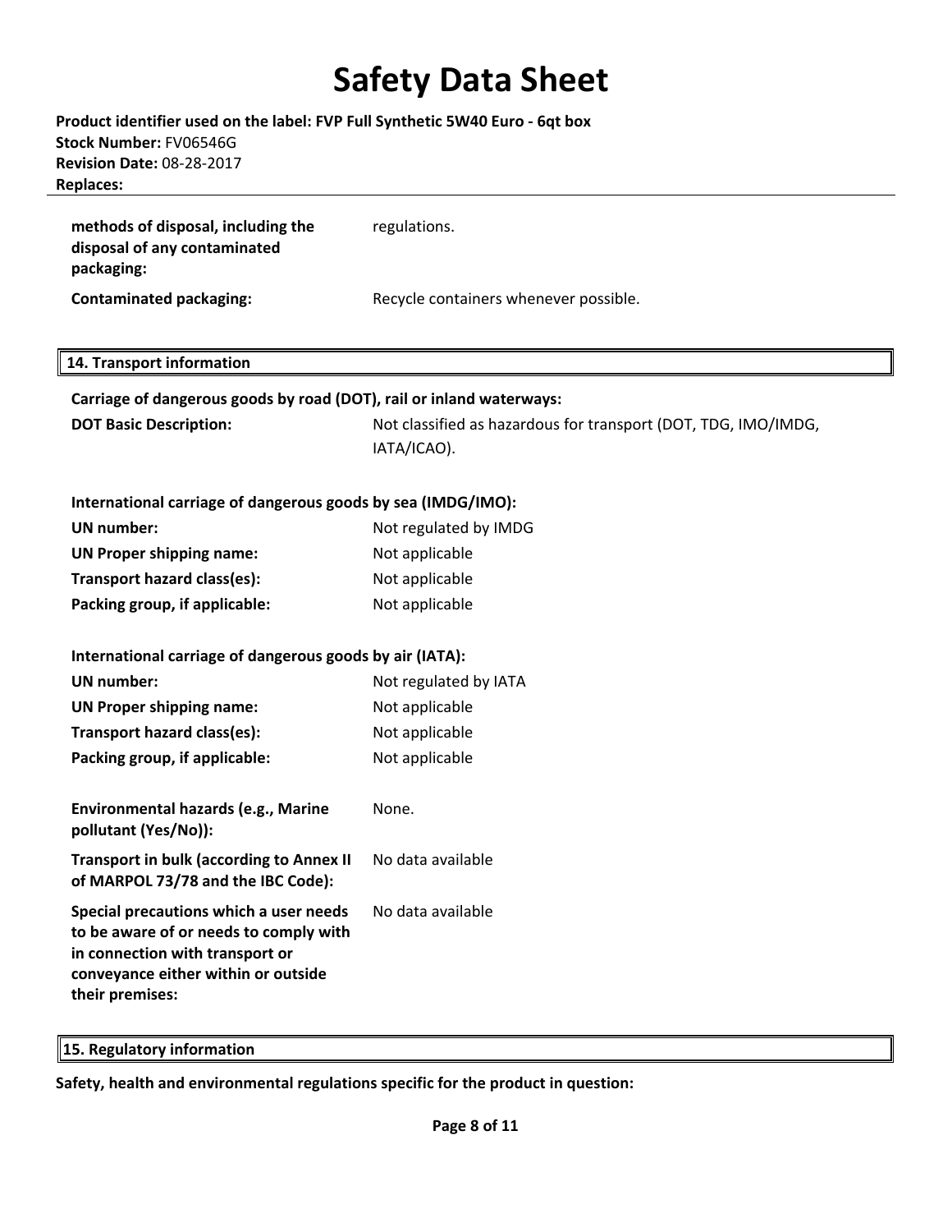| | |
|---|---|
| **methods of disposal, including the disposal of any contaminated packaging:** | regulations. |
| **Contaminated packaging:** | Recycle containers whenever possible. |

## 14. Transport information

**Carriage of dangerous goods by road (DOT), rail or inland waterways:**

| | |
|---|---|
| **DOT Basic Description:** | Not classified as hazardous for transport (DOT, TDG, IMO/IMDG, IATA/ICAO). |

**International carriage of dangerous goods by sea (IMDG/IMO):**

| | |
|---|---|
| **UN number:** | Not regulated by IMDG |
| **UN Proper shipping name:** | Not applicable |
| **Transport hazard class(es):** | Not applicable |
| **Packing group, if applicable:** | Not applicable |

**International carriage of dangerous goods by air (IATA):**

| | |
|---|---|
| **UN number:** | Not regulated by IATA |
| **UN Proper shipping name:** | Not applicable |
| **Transport hazard class(es):** | Not applicable |
| **Packing group, if applicable:** | Not applicable |

| | |
|---|---|
| **Environmental hazards (e.g., Marine pollutant (Yes/No)):** | None. |
| **Transport in bulk (according to Annex II of MARPOL 73/78 and the IBC Code):** | No data available |
| **Special precautions which a user needs to be aware of or needs to comply with in connection with transport or conveyance either within or outside their premises:** | No data available |

## 15. Regulatory information

**Safety, health and environmental regulations specific for the product in question:**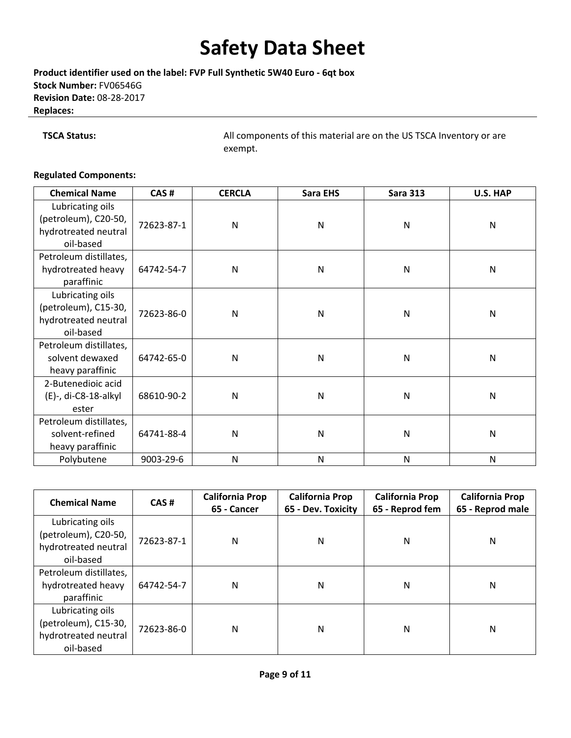# Safety Data Sheet

**Product identifier used on the label: FVP Full Synthetic 5W40 Euro - 6qt box**
**Stock Number:** FV06546G
**Revision Date:** 08-28-2017
**Replaces:**

**TSCA Status:** All components of this material are on the US TSCA Inventory or are exempt.

**Regulated Components:**

| Chemical Name | CAS # | CERCLA | Sara EHS | Sara 313 | U.S. HAP |
|---|---|---|---|---|---|
| Lubricating oils (petroleum), C20-50, hydrotreated neutral oil-based | 72623-87-1 | N | N | N | N |
| Petroleum distillates, hydrotreated heavy paraffinic | 64742-54-7 | N | N | N | N |
| Lubricating oils (petroleum), C15-30, hydrotreated neutral oil-based | 72623-86-0 | N | N | N | N |
| Petroleum distillates, solvent dewaxed heavy paraffinic | 64742-65-0 | N | N | N | N |
| 2-Butenedioic acid (E)-, di-C8-18-alkyl ester | 68610-90-2 | N | N | N | N |
| Petroleum distillates, solvent-refined heavy paraffinic | 64741-88-4 | N | N | N | N |
| Polybutene | 9003-29-6 | N | N | N | N |

| Chemical Name | CAS # | California Prop 65 - Cancer | California Prop 65 - Dev. Toxicity | California Prop 65 - Reprod fem | California Prop 65 - Reprod male |
|---|---|---|---|---|---|
| Lubricating oils (petroleum), C20-50, hydrotreated neutral oil-based | 72623-87-1 | N | N | N | N |
| Petroleum distillates, hydrotreated heavy paraffinic | 64742-54-7 | N | N | N | N |
| Lubricating oils (petroleum), C15-30, hydrotreated neutral oil-based | 72623-86-0 | N | N | N | N |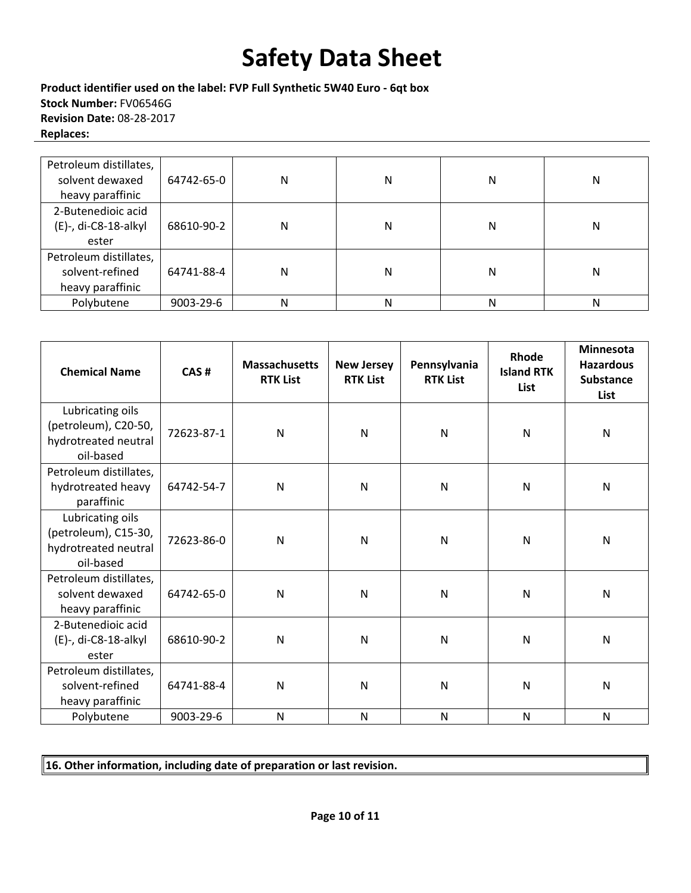**Product identifier used on the label: FVP Full Synthetic 5W40 Euro - 6qt box**
**Stock Number:** FV06546G
**Revision Date:** 08-28-2017
**Replaces:**

| | | | | | |
|---|---|---|---|---|---|
| Petroleum distillates, solvent dewaxed heavy paraffinic | 64742-65-0 | N | N | N | N |
| 2-Butenedioic acid (E)-, di-C8-18-alkyl ester | 68610-90-2 | N | N | N | N |
| Petroleum distillates, solvent-refined heavy paraffinic | 64741-88-4 | N | N | N | N |
| Polybutene | 9003-29-6 | N | N | N | N |

| Chemical Name | CAS # | Massachusetts RTK List | New Jersey RTK List | Pennsylvania RTK List | Rhode Island RTK List | Minnesota Hazardous Substance List |
|---|---|---|---|---|---|---|
| Lubricating oils (petroleum), C20-50, hydrotreated neutral oil-based | 72623-87-1 | N | N | N | N | N |
| Petroleum distillates, hydrotreated heavy paraffinic | 64742-54-7 | N | N | N | N | N |
| Lubricating oils (petroleum), C15-30, hydrotreated neutral oil-based | 72623-86-0 | N | N | N | N | N |
| Petroleum distillates, solvent dewaxed heavy paraffinic | 64742-65-0 | N | N | N | N | N |
| 2-Butenedioic acid (E)-, di-C8-18-alkyl ester | 68610-90-2 | N | N | N | N | N |
| Petroleum distillates, solvent-refined heavy paraffinic | 64741-88-4 | N | N | N | N | N |
| Polybutene | 9003-29-6 | N | N | N | N | N |

## 16. Other information, including date of preparation or last revision.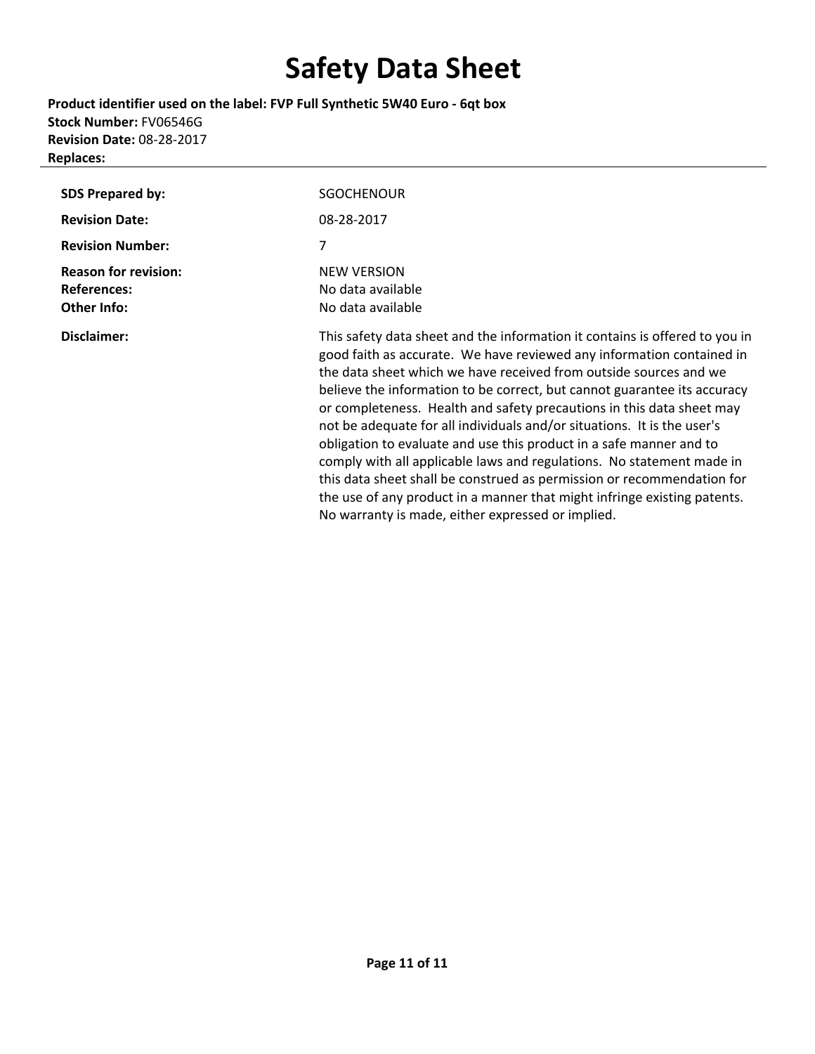# Safety Data Sheet

**Product identifier used on the label: FVP Full Synthetic 5W40 Euro - 6qt box**
**Stock Number:** FV06546G
**Revision Date:** 08-28-2017
**Replaces:**

| | |
|---|---|
| **SDS Prepared by:** | SGOCHENOUR |
| **Revision Date:** | 08-28-2017 |
| **Revision Number:** | 7 |
| **Reason for revision:** | NEW VERSION |
| **References:** | No data available |
| **Other Info:** | No data available |
| **Disclaimer:** | This safety data sheet and the information it contains is offered to you in good faith as accurate. We have reviewed any information contained in the data sheet which we have received from outside sources and we believe the information to be correct, but cannot guarantee its accuracy or completeness. Health and safety precautions in this data sheet may not be adequate for all individuals and/or situations. It is the user's obligation to evaluate and use this product in a safe manner and to comply with all applicable laws and regulations. No statement made in this data sheet shall be construed as permission or recommendation for the use of any product in a manner that might infringe existing patents. No warranty is made, either expressed or implied. |